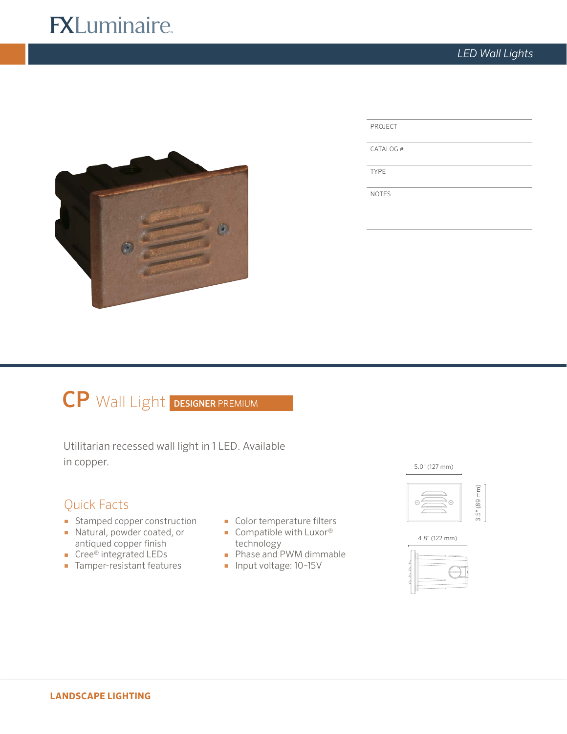FXLuminaire

*LED Wall Lights*

PROJECT

CATALOG #

TYPE

NOTES

# CP Wall Light **DESIGNER** PREMIUM

Utilitarian recessed wall light in 1 LED. Available in copper.

## Quick Facts

- Stamped copper construction
- Natural, powder coated, or antiqued copper finish
- Cree® integrated LEDs
- Tamper-resistant features
- Color temperature filters
- Compatible with Luxor® technology
- Phase and PWM dimmable
- Input voltage: 10–15V

5.0" (127 mm)

3.5" (89 mm)

4.8" (122 mm)

**LANDSCAPE LIGHTING**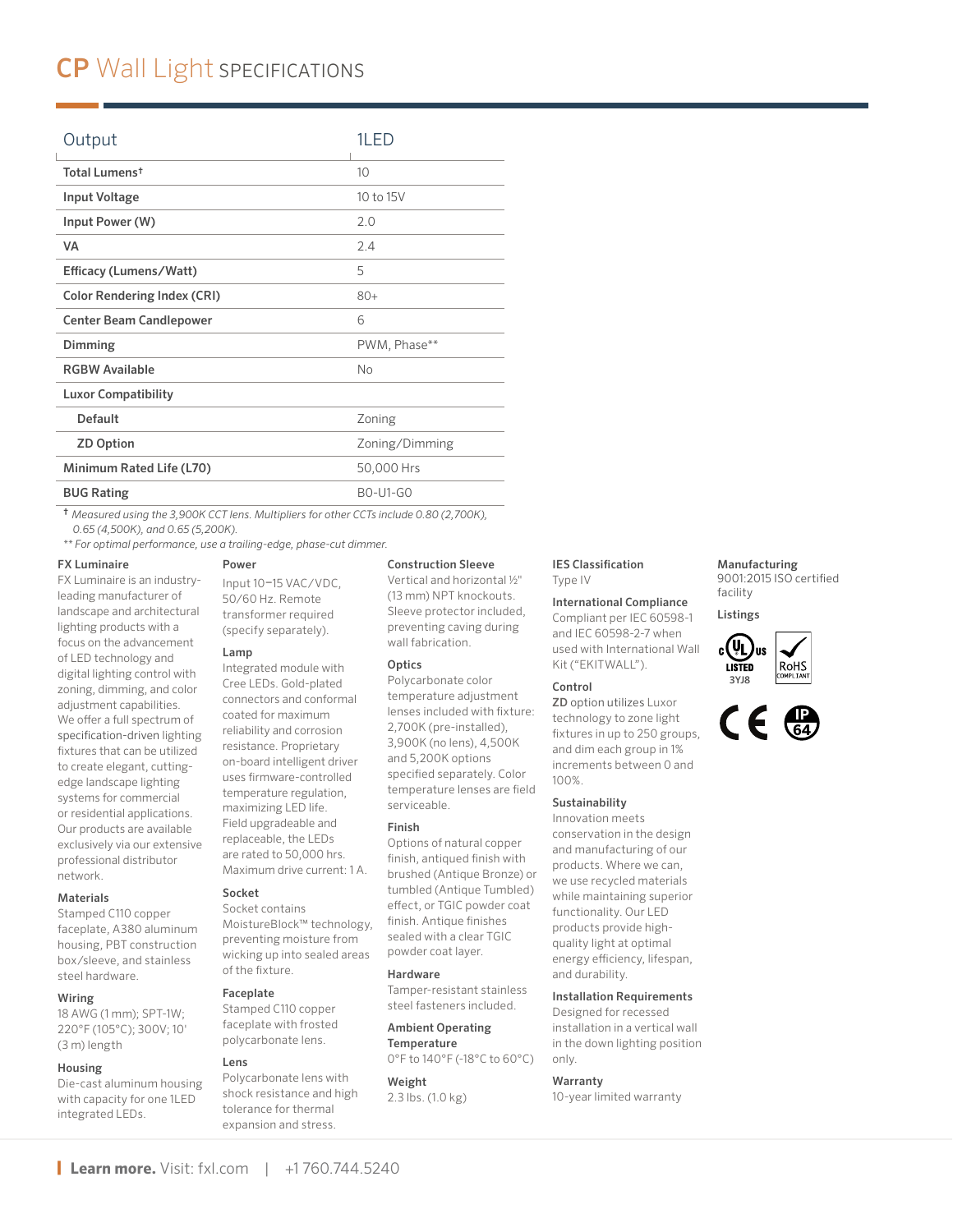# CP Wall Light SPECIFICATIONS

| Output | 1LED |
|---|---|
| **Total Lumens†** | 10 |
| **Input Voltage** | 10 to 15V |
| **Input Power (W)** | 2.0 |
| **VA** | 2.4 |
| **Efficacy (Lumens/Watt)** | 5 |
| **Color Rendering Index (CRI)** | 80+ |
| **Center Beam Candlepower** | 6 |
| **Dimming** | PWM, Phase** |
| **RGBW Available** | No |
| **Luxor Compatibility** | |
| **Default** | Zoning |
| **ZD Option** | Zoning/Dimming |
| **Minimum Rated Life (L70)** | 50,000 Hrs |
| **BUG Rating** | B0-U1-G0 |

† *Measured using the 3,900K CCT lens. Multipliers for other CCTs include 0.80 (2,700K), 0.65 (4,500K), and 0.65 (5,200K).*

** *For optimal performance, use a trailing-edge, phase-cut dimmer.*

**FX Luminaire**
FX Luminaire is an industry-leading manufacturer of landscape and architectural lighting products with a focus on the advancement of LED technology and digital lighting control with zoning, dimming, and color adjustment capabilities. We offer a full spectrum of specification-driven lighting fixtures that can be utilized to create elegant, cutting-edge landscape lighting systems for commercial or residential applications. Our products are available exclusively via our extensive professional distributor network.

**Materials**
Stamped C110 copper faceplate, A380 aluminum housing, PBT construction box/sleeve, and stainless steel hardware.

**Wiring**
18 AWG (1 mm); SPT-1W; 220°F (105°C); 300V; 10' (3 m) length

**Housing**
Die-cast aluminum housing with capacity for one 1LED integrated LEDs.

**Power**
Input 10–15 VAC/VDC, 50/60 Hz. Remote transformer required (specify separately).

**Lamp**
Integrated module with Cree LEDs. Gold-plated connectors and conformal coated for maximum reliability and corrosion resistance. Proprietary on-board intelligent driver uses firmware-controlled temperature regulation, maximizing LED life. Field upgradeable and replaceable, the LEDs are rated to 50,000 hrs. Maximum drive current: 1 A.

**Socket**
Socket contains MoistureBlock™ technology, preventing moisture from wicking up into sealed areas of the fixture.

**Faceplate**
Stamped C110 copper faceplate with frosted polycarbonate lens.

**Lens**
Polycarbonate lens with shock resistance and high tolerance for thermal expansion and stress.

**Construction Sleeve**
Vertical and horizontal ½" (13 mm) NPT knockouts. Sleeve protector included, preventing caving during wall fabrication.

**Optics**
Polycarbonate color temperature adjustment lenses included with fixture: 2,700K (pre-installed), 3,900K (no lens), 4,500K and 5,200K options specified separately. Color temperature lenses are field serviceable.

**Finish**
Options of natural copper finish, antiqued finish with brushed (Antique Bronze) or tumbled (Antique Tumbled) effect, or TGIC powder coat finish. Antique finishes sealed with a clear TGIC powder coat layer.

**Hardware**
Tamper-resistant stainless steel fasteners included.

**Ambient Operating Temperature**
0°F to 140°F (-18°C to 60°C)

**Weight**
2.3 lbs. (1.0 kg)

**IES Classification**
Type IV

**International Compliance**
Compliant per IEC 60598-1 and IEC 60598-2-7 when used with International Wall Kit ("EKITWALL").

**Control**
**ZD** option utilizes Luxor technology to zone light fixtures in up to 250 groups, and dim each group in 1% increments between 0 and 100%.

**Sustainability**
Innovation meets conservation in the design and manufacturing of our products. Where we can, we use recycled materials while maintaining superior functionality. Our LED products provide high-quality light at optimal energy efficiency, lifespan, and durability.

**Installation Requirements**
Designed for recessed installation in a vertical wall in the down lighting position only.

**Warranty**
10-year limited warranty

**Manufacturing**
9001:2015 ISO certified facility

**Listings**

c UL us LISTED 3YJ8 — RoHS COMPLIANT — CE — IP64

**Learn more.** Visit: fxl.com | +1 760.744.5240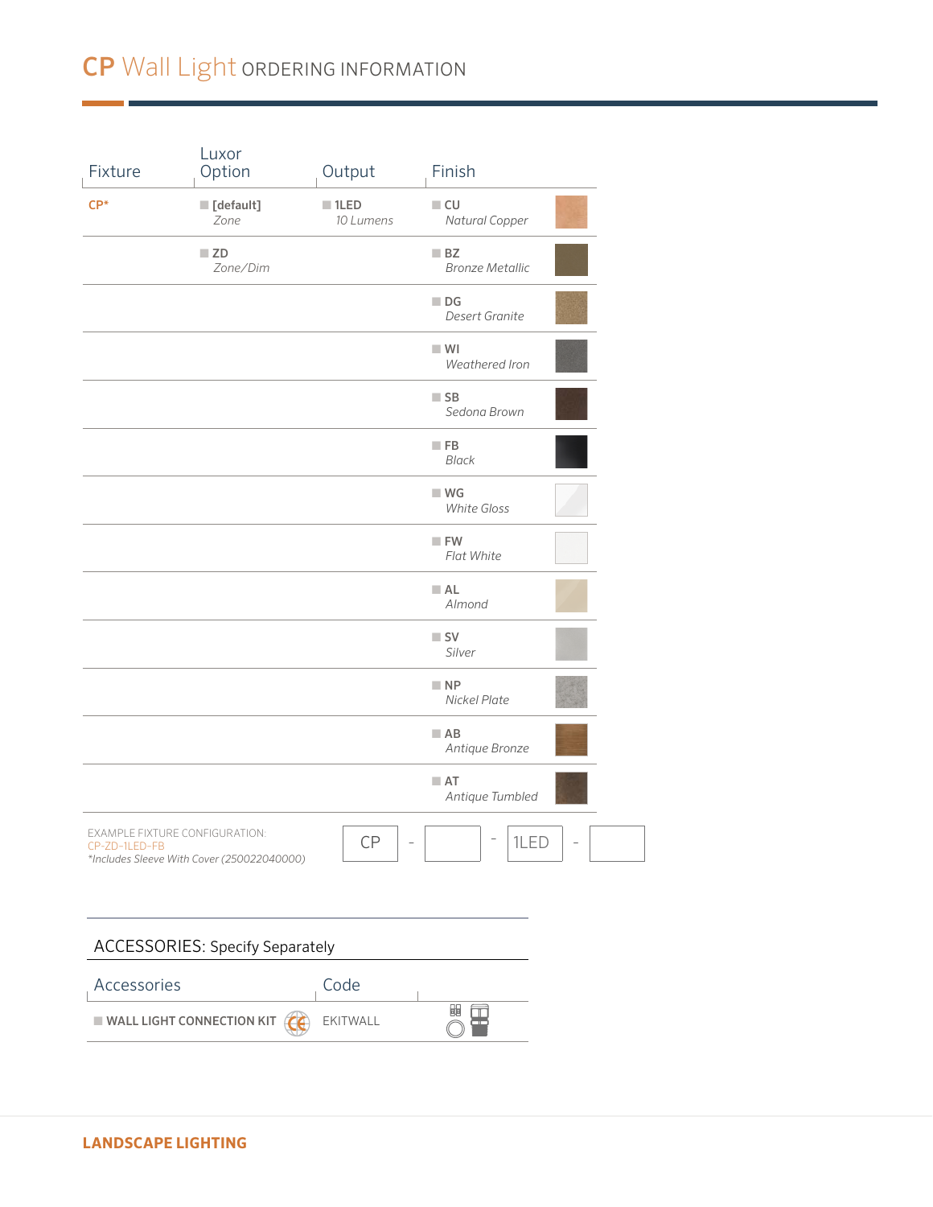# CP Wall Light ORDERING INFORMATION

| Fixture | Luxor Option | Output | Finish |
|---|---|---|---|
| CP* | [default] *Zone* | 1LED *10 Lumens* | CU *Natural Copper* |
| | ZD *Zone/Dim* | | BZ *Bronze Metallic* |
| | | | DG *Desert Granite* |
| | | | WI *Weathered Iron* |
| | | | SB *Sedona Brown* |
| | | | FB *Black* |
| | | | WG *White Gloss* |
| | | | FW *Flat White* |
| | | | AL *Almond* |
| | | | SV *Silver* |
| | | | NP *Nickel Plate* |
| | | | AB *Antique Bronze* |
| | | | AT *Antique Tumbled* |

EXAMPLE FIXTURE CONFIGURATION:
CP-ZD-1LED-FB
*Includes Sleeve With Cover (250022040000)

CP - [ ] - 1LED - [ ]

## ACCESSORIES: Specify Separately

| Accessories | Code |
|---|---|
| WALL LIGHT CONNECTION KIT | EKITWALL |

LANDSCAPE LIGHTING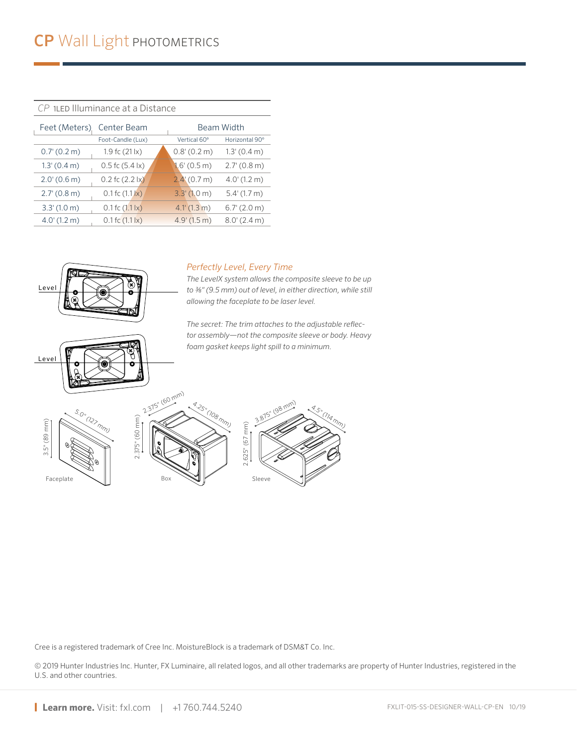# CP Wall Light PHOTOMETRICS

### CP 1LED Illuminance at a Distance

| Feet (Meters) | Center Beam | Beam Width | |
|---|---|---|---|
| | Foot-Candle (Lux) | Vertical 60° | Horizontal 90° |
| 0.7' (0.2 m) | 1.9 fc (21 lx) | 0.8' (0.2 m) | 1.3' (0.4 m) |
| 1.3' (0.4 m) | 0.5 fc (5.4 lx) | 1.6' (0.5 m) | 2.7' (0.8 m) |
| 2.0' (0.6 m) | 0.2 fc (2.2 lx) | 2.4' (0.7 m) | 4.0' (1.2 m) |
| 2.7' (0.8 m) | 0.1 fc (1.1 lx) | 3.3' (1.0 m) | 5.4' (1.7 m) |
| 3.3' (1.0 m) | 0.1 fc (1.1 lx) | 4.1' (1.3 m) | 6.7' (2.0 m) |
| 4.0' (1.2 m) | 0.1 fc (1.1 lx) | 4.9' (1.5 m) | 8.0' (2.4 m) |

Level

Level

### *Perfectly Level, Every Time*

*The LevelX system allows the composite sleeve to be up to ⅜" (9.5 mm) out of level, in either direction, while still allowing the faceplate to be laser level.*

*The secret: The trim attaches to the adjustable reflector assembly—not the composite sleeve or body. Heavy foam gasket keeps light spill to a minimum.*

5.0" (127 mm)
3.5" (89 mm)
Faceplate

2.375" (60 mm)
4.25" (108 mm)
2.375" (60 mm)
Box

3.875" (98 mm)
4.5" (114 mm)
2.625" (67 mm)
Sleeve

Cree is a registered trademark of Cree Inc. MoistureBlock is a trademark of DSM&T Co. Inc.

© 2019 Hunter Industries Inc. Hunter, FX Luminaire, all related logos, and all other trademarks are property of Hunter Industries, registered in the U.S. and other countries.

**Learn more.** Visit: fxl.com | +1 760.744.5240

FXLIT-015-SS-DESIGNER-WALL-CP-EN 10/19